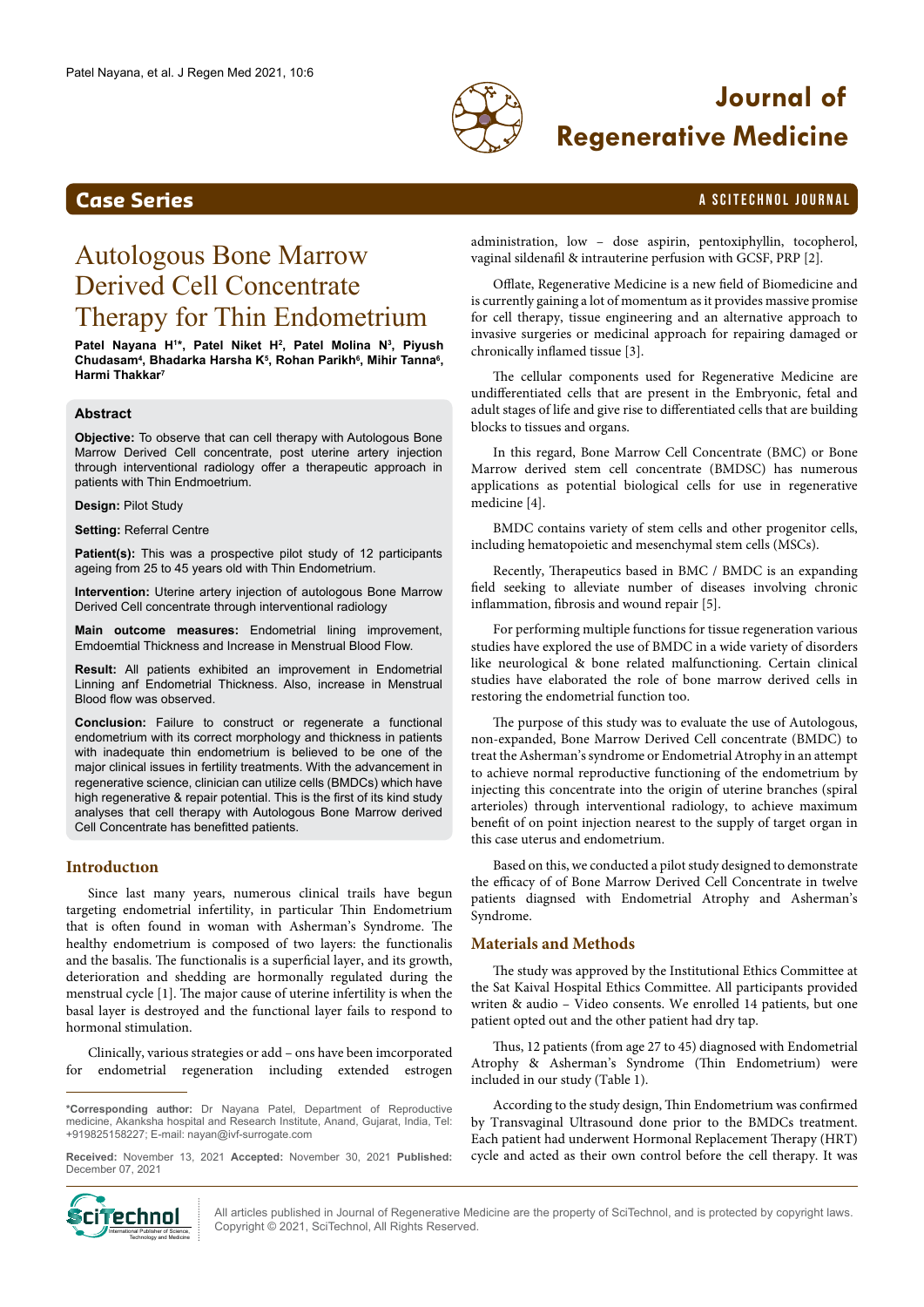Case Series

# Autologous Bone Marrow Derived Cell Concentrate Therapy for Thin Endometrium

**Patel Nayana H[1]*, Patel Niket H[2], Patel Molina N[3], Piyush Chudasam[4], Bhadarka Harsha K[5], Rohan Parikh[6], Mihir Tanna[6], Harmi Thakkar[7]**

## Abstract

**Objective:** To observe that can cell therapy with Autologous Bone Marrow Derived Cell concentrate, post uterine artery injection through interventional radiology offer a therapeutic approach in patients with Thin Endmoetrium.

**Design:** Pilot Study

**Setting:** Referral Centre

**Patient(s):** This was a prospective pilot study of 12 participants ageing from 25 to 45 years old with Thin Endometrium.

**Intervention:** Uterine artery injection of autologous Bone Marrow Derived Cell concentrate through interventional radiology

**Main outcome measures:** Endometrial lining improvement, Emdoemtial Thickness and Increase in Menstrual Blood Flow.

**Result:** All patients exhibited an improvement in Endometrial Linning anf Endometrial Thickness. Also, increase in Menstrual Blood flow was observed.

**Conclusion:** Failure to construct or regenerate a functional endometrium with its correct morphology and thickness in patients with inadequate thin endometrium is believed to be one of the major clinical issues in fertility treatments. With the advancement in regenerative science, clinician can utilize cells (BMDCs) which have high regenerative & repair potential. This is the first of its kind study analyses that cell therapy with Autologous Bone Marrow derived Cell Concentrate has benefitted patients.

## Introductıon

Since last many years, numerous clinical trails have begun targeting endometrial infertility, in particular Thin Endometrium that is often found in woman with Asherman's Syndrome. The healthy endometrium is composed of two layers: the functionalis and the basalis. The functionalis is a superficial layer, and its growth, deterioration and shedding are hormonally regulated during the menstrual cycle [1]. The major cause of uterine infertility is when the basal layer is destroyed and the functional layer fails to respond to hormonal stimulation.

Clinically, various strategies or add – ons have been imcorporated for endometrial regeneration including extended estrogen administration, low – dose aspirin, pentoxiphyllin, tocopherol, vaginal sildenafil & intrauterine perfusion with GCSF, PRP [2].

Offlate, Regenerative Medicine is a new field of Biomedicine and is currently gaining a lot of momentum as it provides massive promise for cell therapy, tissue engineering and an alternative approach to invasive surgeries or medicinal approach for repairing damaged or chronically inflamed tissue [3].

The cellular components used for Regenerative Medicine are undifferentiated cells that are present in the Embryonic, fetal and adult stages of life and give rise to differentiated cells that are building blocks to tissues and organs.

In this regard, Bone Marrow Cell Concentrate (BMC) or Bone Marrow derived stem cell concentrate (BMDSC) has numerous applications as potential biological cells for use in regenerative medicine [4].

BMDC contains variety of stem cells and other progenitor cells, including hematopoietic and mesenchymal stem cells (MSCs).

Recently, Therapeutics based in BMC / BMDC is an expanding field seeking to alleviate number of diseases involving chronic inflammation, fibrosis and wound repair [5].

For performing multiple functions for tissue regeneration various studies have explored the use of BMDC in a wide variety of disorders like neurological & bone related malfunctioning. Certain clinical studies have elaborated the role of bone marrow derived cells in restoring the endometrial function too.

The purpose of this study was to evaluate the use of Autologous, non-expanded, Bone Marrow Derived Cell concentrate (BMDC) to treat the Asherman's syndrome or Endometrial Atrophy in an attempt to achieve normal reproductive functioning of the endometrium by injecting this concentrate into the origin of uterine branches (spiral arterioles) through interventional radiology, to achieve maximum benefit of on point injection nearest to the supply of target organ in this case uterus and endometrium.

Based on this, we conducted a pilot study designed to demonstrate the efficacy of of Bone Marrow Derived Cell Concentrate in twelve patients diagnsed with Endometrial Atrophy and Asherman's Syndrome.

## Materials and Methods

The study was approved by the Institutional Ethics Committee at the Sat Kaival Hospital Ethics Committee. All participants provided writen & audio – Video consents. We enrolled 14 patients, but one patient opted out and the other patient had dry tap.

Thus, 12 patients (from age 27 to 45) diagnosed with Endometrial Atrophy & Asherman's Syndrome (Thin Endometrium) were included in our study (Table 1).

According to the study design, Thin Endometrium was confirmed by Transvaginal Ultrasound done prior to the BMDCs treatment. Each patient had underwent Hormonal Replacement Therapy (HRT) cycle and acted as their own control before the cell therapy. It was

*Corresponding author: Dr Nayana Patel, Department of Reproductive medicine, Akanksha hospital and Research Institute, Anand, Gujarat, India, Tel: +919825158227; E-mail: nayan@ivf-surrogate.com

**Received:** November 13, 2021 **Accepted:** November 30, 2021 **Published:** December 07, 2021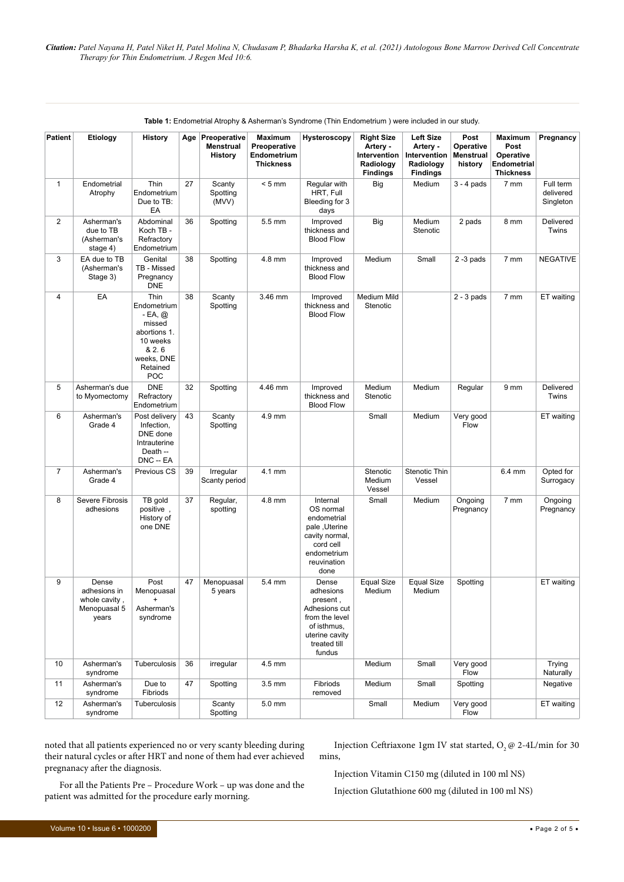**Table 1:** Endometrial Atrophy & Asherman's Syndrome (Thin Endometrium ) were included in our study.

| Patient | Etiology | History | Age | Preoperative Menstrual History | Maximum Preoperative Endometrium Thickness | Hysteroscopy | Right Size Artery - Intervention Radiology Findings | Left Size Artery - Intervention Radiology Findings | Post Operative Menstrual history | Maximum Post Operative Endometrial Thickness | Pregnancy |
|---|---|---|---|---|---|---|---|---|---|---|---|
| 1 | Endometrial Atrophy | Thin Endometrium Due to TB: EA | 27 | Scanty Spotting (MVV) | < 5 mm | Regular with HRT, Full Bleeding for 3 days | Big | Medium | 3 - 4 pads | 7 mm | Full term delivered Singleton |
| 2 | Asherman's due to TB (Asherman's stage 4) | Abdominal Koch TB - Refractory Endometrium | 36 | Spotting | 5.5 mm | Improved thickness and Blood Flow | Big | Medium Stenotic | 2 pads | 8 mm | Delivered Twins |
| 3 | EA due to TB (Asherman's Stage 3) | Genital TB - Missed Pregnancy DNE | 38 | Spotting | 4.8 mm | Improved thickness and Blood Flow | Medium | Small | 2 -3 pads | 7 mm | NEGATIVE |
| 4 | EA | Thin Endometrium - EA, @ missed abortions 1. 10 weeks & 2. 6 weeks, DNE Retained POC | 38 | Scanty Spotting | 3.46 mm | Improved thickness and Blood Flow | Medium Mild Stenotic | | 2 - 3 pads | 7 mm | ET waiting |
| 5 | Asherman's due to Myomectomy | DNE Refractory Endometrium | 32 | Spotting | 4.46 mm | Improved thickness and Blood Flow | Medium Stenotic | Medium | Regular | 9 mm | Delivered Twins |
| 6 | Asherman's Grade 4 | Post delivery Infection, DNE done Intrauterine Death -- DNC -- EA | 43 | Scanty Spotting | 4.9 mm | | Small | Medium | Very good Flow | | ET waiting |
| 7 | Asherman's Grade 4 | Previous CS | 39 | Irregular Scanty period | 4.1 mm | | Stenotic Medium Vessel | Stenotic Thin Vessel | | 6.4 mm | Opted for Surrogacy |
| 8 | Severe Fibrosis adhesions | TB gold positive , History of one DNE | 37 | Regular, spotting | 4.8 mm | Internal OS normal endometrial pale ,Uterine cavity normal, cord cell endometrium reuvination done | Small | Medium | Ongoing Pregnancy | 7 mm | Ongoing Pregnancy |
| 9 | Dense adhesions in whole cavity , Menopuasal 5 years | Post Menopuasal + Asherman's syndrome | 47 | Menopuasal 5 years | 5.4 mm | Dense adhesions present , Adhesions cut from the level of isthmus, uterine cavity treated till fundus | Equal Size Medium | Equal Size Medium | Spotting | | ET waiting |
| 10 | Asherman's syndrome | Tuberculosis | 36 | irregular | 4.5 mm | | Medium | Small | Very good Flow | | Trying Naturally |
| 11 | Asherman's syndrome | Due to Fibriods | 47 | Spotting | 3.5 mm | Fibriods removed | Medium | Small | Spotting | | Negative |
| 12 | Asherman's syndrome | Tuberculosis | | Scanty Spotting | 5.0 mm | | Small | Medium | Very good Flow | | ET waiting |

noted that all patients experienced no or very scanty bleeding during their natural cycles or after HRT and none of them had ever achieved pregnanacy after the diagnosis.

For all the Patients Pre – Procedure Work – up was done and the patient was admitted for the procedure early morning.

Injection Ceftriaxone 1gm IV stat started, $O_2$ @ 2-4L/min for 30 mins,

Injection Vitamin C150 mg (diluted in 100 ml NS)

Injection Glutathione 600 mg (diluted in 100 ml NS)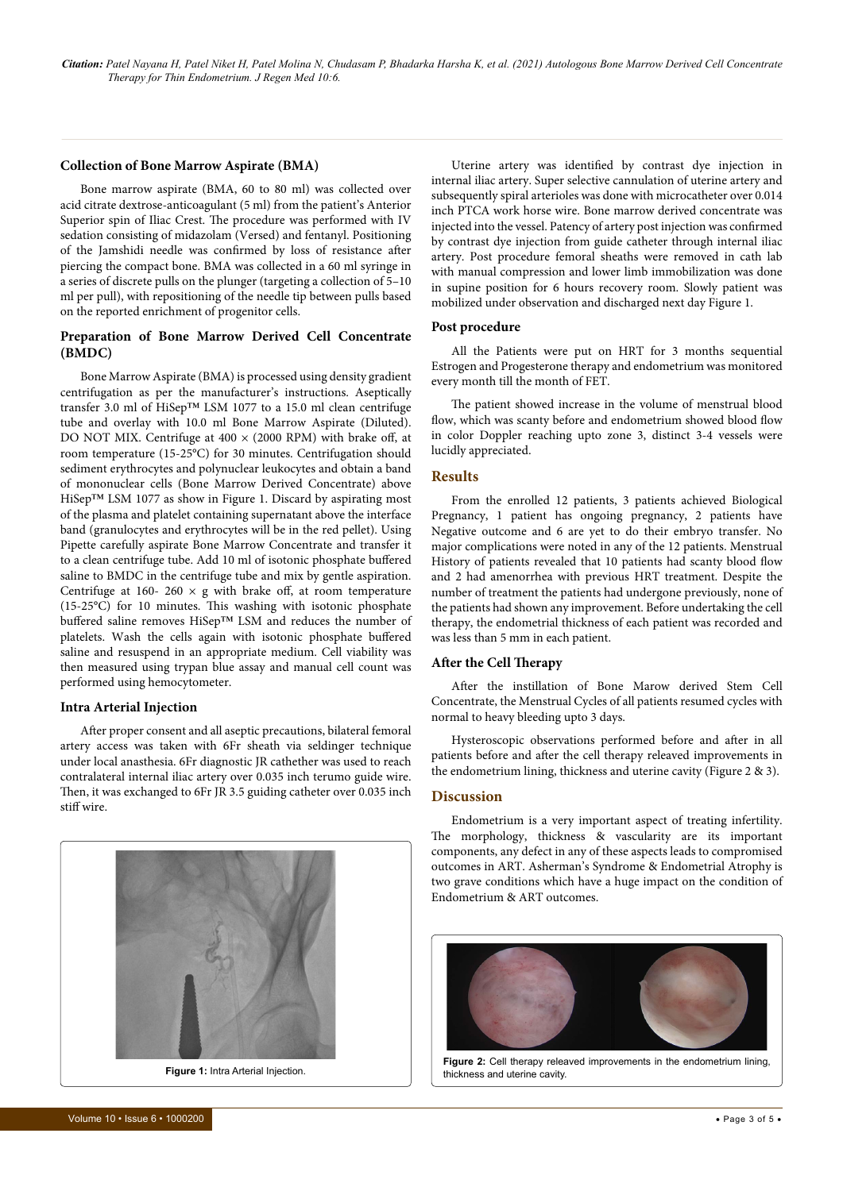### Collection of Bone Marrow Aspirate (BMA)

Bone marrow aspirate (BMA, 60 to 80 ml) was collected over acid citrate dextrose-anticoagulant (5 ml) from the patient's Anterior Superior spin of Iliac Crest. The procedure was performed with IV sedation consisting of midazolam (Versed) and fentanyl. Positioning of the Jamshidi needle was confirmed by loss of resistance after piercing the compact bone. BMA was collected in a 60 ml syringe in a series of discrete pulls on the plunger (targeting a collection of 5–10 ml per pull), with repositioning of the needle tip between pulls based on the reported enrichment of progenitor cells.

### Preparation of Bone Marrow Derived Cell Concentrate (BMDC)

Bone Marrow Aspirate (BMA) is processed using density gradient centrifugation as per the manufacturer's instructions. Aseptically transfer 3.0 ml of HiSep™ LSM 1077 to a 15.0 ml clean centrifuge tube and overlay with 10.0 ml Bone Marrow Aspirate (Diluted). DO NOT MIX. Centrifuge at 400 × (2000 RPM) with brake off, at room temperature (15-25°C) for 30 minutes. Centrifugation should sediment erythrocytes and polynuclear leukocytes and obtain a band of mononuclear cells (Bone Marrow Derived Concentrate) above HiSep™ LSM 1077 as show in Figure 1. Discard by aspirating most of the plasma and platelet containing supernatant above the interface band (granulocytes and erythrocytes will be in the red pellet). Using Pipette carefully aspirate Bone Marrow Concentrate and transfer it to a clean centrifuge tube. Add 10 ml of isotonic phosphate buffered saline to BMDC in the centrifuge tube and mix by gentle aspiration. Centrifuge at 160- 260 × g with brake off, at room temperature (15-25°C) for 10 minutes. This washing with isotonic phosphate buffered saline removes HiSep™ LSM and reduces the number of platelets. Wash the cells again with isotonic phosphate buffered saline and resuspend in an appropriate medium. Cell viability was then measured using trypan blue assay and manual cell count was performed using hemocytometer.

### Intra Arterial Injection

After proper consent and all aseptic precautions, bilateral femoral artery access was taken with 6Fr sheath via seldinger technique under local anasthesia. 6Fr diagnostic JR cathether was used to reach contralateral internal iliac artery over 0.035 inch terumo guide wire. Then, it was exchanged to 6Fr JR 3.5 guiding catheter over 0.035 inch stiff wire.

**Figure 1:** Intra Arterial Injection.

Uterine artery was identified by contrast dye injection in internal iliac artery. Super selective cannulation of uterine artery and subsequently spiral arterioles was done with microcatheter over 0.014 inch PTCA work horse wire. Bone marrow derived concentrate was injected into the vessel. Patency of artery post injection was confirmed by contrast dye injection from guide catheter through internal iliac artery. Post procedure femoral sheaths were removed in cath lab with manual compression and lower limb immobilization was done in supine position for 6 hours recovery room. Slowly patient was mobilized under observation and discharged next day Figure 1.

### Post procedure

All the Patients were put on HRT for 3 months sequential Estrogen and Progesterone therapy and endometrium was monitored every month till the month of FET.

The patient showed increase in the volume of menstrual blood flow, which was scanty before and endometrium showed blood flow in color Doppler reaching upto zone 3, distinct 3-4 vessels were lucidly appreciated.

## Results

From the enrolled 12 patients, 3 patients achieved Biological Pregnancy, 1 patient has ongoing pregnancy, 2 patients have Negative outcome and 6 are yet to do their embryo transfer. No major complications were noted in any of the 12 patients. Menstrual History of patients revealed that 10 patients had scanty blood flow and 2 had amenorrhea with previous HRT treatment. Despite the number of treatment the patients had undergone previously, none of the patients had shown any improvement. Before undertaking the cell therapy, the endometrial thickness of each patient was recorded and was less than 5 mm in each patient.

### After the Cell Therapy

After the instillation of Bone Marow derived Stem Cell Concentrate, the Menstrual Cycles of all patients resumed cycles with normal to heavy bleeding upto 3 days.

Hysteroscopic observations performed before and after in all patients before and after the cell therapy releaved improvements in the endometrium lining, thickness and uterine cavity (Figure 2 & 3).

## Discussion

Endometrium is a very important aspect of treating infertility. The morphology, thickness & vascularity are its important components, any defect in any of these aspects leads to compromised outcomes in ART. Asherman's Syndrome & Endometrial Atrophy is two grave conditions which have a huge impact on the condition of Endometrium & ART outcomes.

**Figure 2:** Cell therapy releaved improvements in the endometrium lining, thickness and uterine cavity.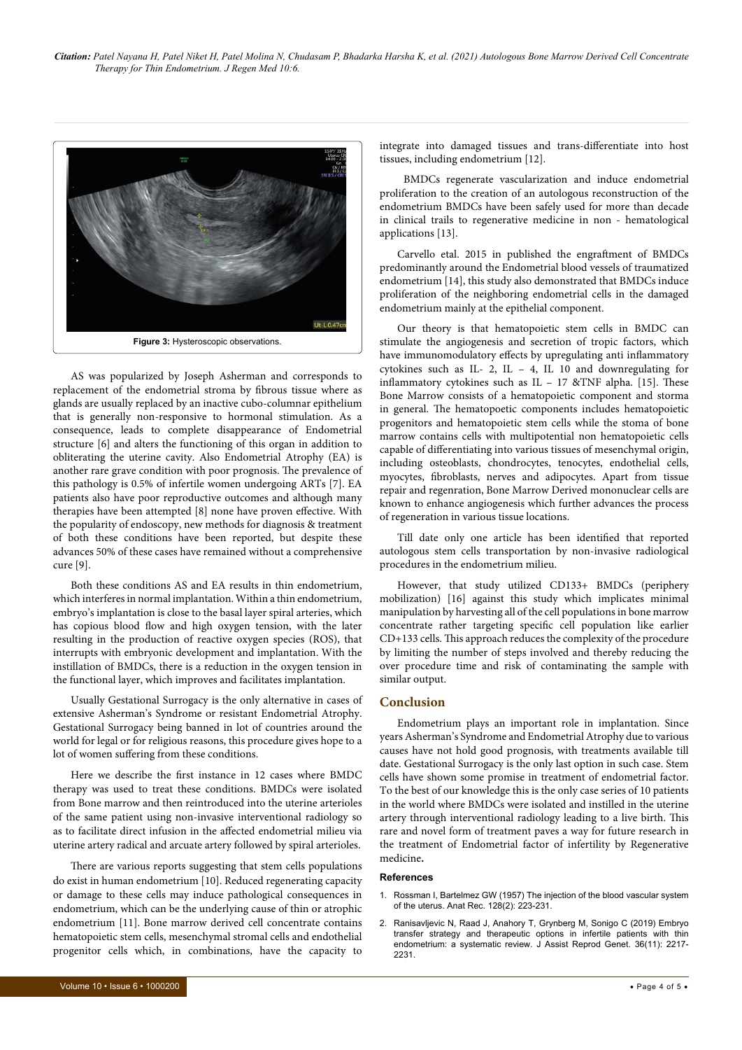Figure 3: Hysteroscopic observations.

AS was popularized by Joseph Asherman and corresponds to replacement of the endometrial stroma by fibrous tissue where as glands are usually replaced by an inactive cubo-columnar epithelium that is generally non-responsive to hormonal stimulation. As a consequence, leads to complete disappearance of Endometrial structure [6] and alters the functioning of this organ in addition to obliterating the uterine cavity. Also Endometrial Atrophy (EA) is another rare grave condition with poor prognosis. The prevalence of this pathology is 0.5% of infertile women undergoing ARTs [7]. EA patients also have poor reproductive outcomes and although many therapies have been attempted [8] none have proven effective. With the popularity of endoscopy, new methods for diagnosis & treatment of both these conditions have been reported, but despite these advances 50% of these cases have remained without a comprehensive cure [9].

Both these conditions AS and EA results in thin endometrium, which interferes in normal implantation. Within a thin endometrium, embryo's implantation is close to the basal layer spiral arteries, which has copious blood flow and high oxygen tension, with the later resulting in the production of reactive oxygen species (ROS), that interrupts with embryonic development and implantation. With the instillation of BMDCs, there is a reduction in the oxygen tension in the functional layer, which improves and facilitates implantation.

Usually Gestational Surrogacy is the only alternative in cases of extensive Asherman's Syndrome or resistant Endometrial Atrophy. Gestational Surrogacy being banned in lot of countries around the world for legal or for religious reasons, this procedure gives hope to a lot of women suffering from these conditions.

Here we describe the first instance in 12 cases where BMDC therapy was used to treat these conditions. BMDCs were isolated from Bone marrow and then reintroduced into the uterine arterioles of the same patient using non-invasive interventional radiology so as to facilitate direct infusion in the affected endometrial milieu via uterine artery radical and arcuate artery followed by spiral arterioles.

There are various reports suggesting that stem cells populations do exist in human endometrium [10]. Reduced regenerating capacity or damage to these cells may induce pathological consequences in endometrium, which can be the underlying cause of thin or atrophic endometrium [11]. Bone marrow derived cell concentrate contains hematopoietic stem cells, mesenchymal stromal cells and endothelial progenitor cells which, in combinations, have the capacity to integrate into damaged tissues and trans-differentiate into host tissues, including endometrium [12].

BMDCs regenerate vascularization and induce endometrial proliferation to the creation of an autologous reconstruction of the endometrium BMDCs have been safely used for more than decade in clinical trails to regenerative medicine in non - hematological applications [13].

Carvello etal. 2015 in published the engraftment of BMDCs predominantly around the Endometrial blood vessels of traumatized endometrium [14], this study also demonstrated that BMDCs induce proliferation of the neighboring endometrial cells in the damaged endometrium mainly at the epithelial component.

Our theory is that hematopoietic stem cells in BMDC can stimulate the angiogenesis and secretion of tropic factors, which have immunomodulatory effects by upregulating anti inflammatory cytokines such as IL- 2, IL – 4, IL 10 and downregulating for inflammatory cytokines such as IL – 17 &TNF alpha. [15]. These Bone Marrow consists of a hematopoietic component and storma in general. The hematopoetic components includes hematopoietic progenitors and hematopoietic stem cells while the stoma of bone marrow contains cells with multipotential non hematopoietic cells capable of differentiating into various tissues of mesenchymal origin, including osteoblasts, chondrocytes, tenocytes, endothelial cells, myocytes, fibroblasts, nerves and adipocytes. Apart from tissue repair and regenration, Bone Marrow Derived mononuclear cells are known to enhance angiogenesis which further advances the process of regeneration in various tissue locations.

Till date only one article has been identified that reported autologous stem cells transportation by non-invasive radiological procedures in the endometrium milieu.

However, that study utilized CD133+ BMDCs (periphery mobilization) [16] against this study which implicates minimal manipulation by harvesting all of the cell populations in bone marrow concentrate rather targeting specific cell population like earlier CD+133 cells. This approach reduces the complexity of the procedure by limiting the number of steps involved and thereby reducing the over procedure time and risk of contaminating the sample with similar output.

## Conclusion

Endometrium plays an important role in implantation. Since years Asherman's Syndrome and Endometrial Atrophy due to various causes have not hold good prognosis, with treatments available till date. Gestational Surrogacy is the only last option in such case. Stem cells have shown some promise in treatment of endometrial factor. To the best of our knowledge this is the only case series of 10 patients in the world where BMDCs were isolated and instilled in the uterine artery through interventional radiology leading to a live birth. This rare and novel form of treatment paves a way for future research in the treatment of Endometrial factor of infertility by Regenerative medicine**.**

### References

1. Rossman I, Bartelmez GW (1957) The injection of the blood vascular system of the uterus. Anat Rec. 128(2): 223-231.
2. Ranisavljevic N, Raad J, Anahory T, Grynberg M, Sonigo C (2019) Embryo transfer strategy and therapeutic options in infertile patients with thin endometrium: a systematic review. J Assist Reprod Genet. 36(11): 2217-2231.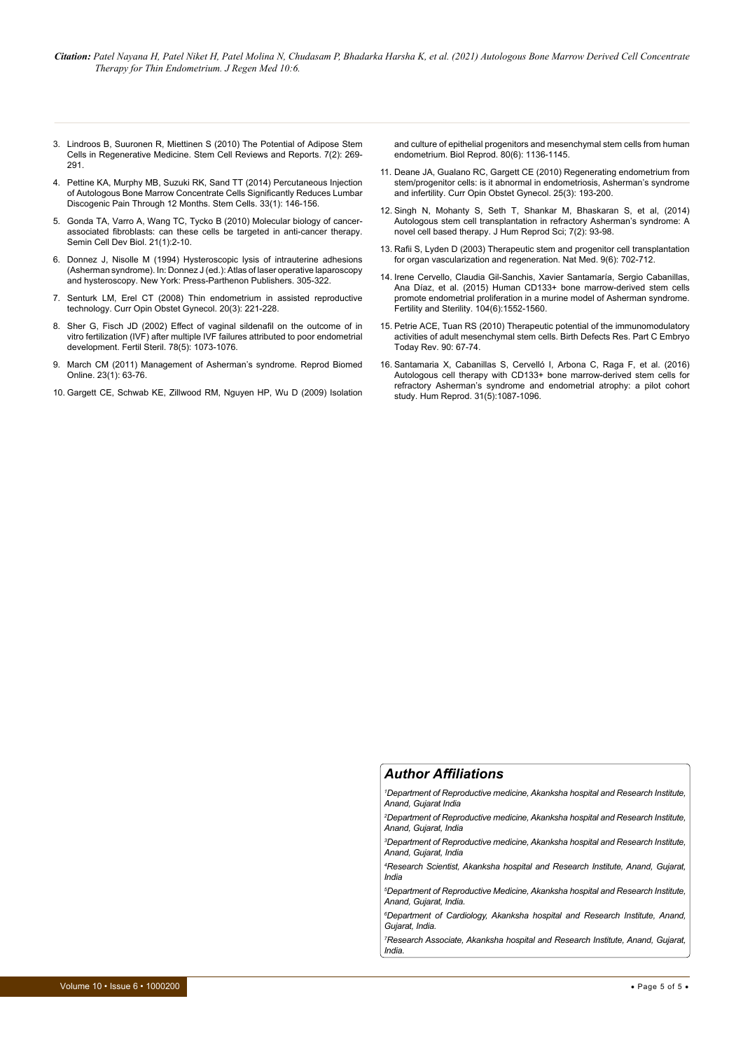3. Lindroos B, Suuronen R, Miettinen S (2010) The Potential of Adipose Stem Cells in Regenerative Medicine. Stem Cell Reviews and Reports. 7(2): 269-291.

4. Pettine KA, Murphy MB, Suzuki RK, Sand TT (2014) Percutaneous Injection of Autologous Bone Marrow Concentrate Cells Significantly Reduces Lumbar Discogenic Pain Through 12 Months. Stem Cells. 33(1): 146-156.

5. Gonda TA, Varro A, Wang TC, Tycko B (2010) Molecular biology of cancer-associated fibroblasts: can these cells be targeted in anti-cancer therapy. Semin Cell Dev Biol. 21(1):2-10.

6. Donnez J, Nisolle M (1994) Hysteroscopic lysis of intrauterine adhesions (Asherman syndrome). In: Donnez J (ed.): Atlas of laser operative laparoscopy and hysteroscopy. New York: Press-Parthenon Publishers. 305-322.

7. Senturk LM, Erel CT (2008) Thin endometrium in assisted reproductive technology. Curr Opin Obstet Gynecol. 20(3): 221-228.

8. Sher G, Fisch JD (2002) Effect of vaginal sildenafil on the outcome of in vitro fertilization (IVF) after multiple IVF failures attributed to poor endometrial development. Fertil Steril. 78(5): 1073-1076.

9. March CM (2011) Management of Asherman's syndrome. Reprod Biomed Online. 23(1): 63-76.

10. Gargett CE, Schwab KE, Zillwood RM, Nguyen HP, Wu D (2009) Isolation and culture of epithelial progenitors and mesenchymal stem cells from human endometrium. Biol Reprod. 80(6): 1136-1145.

11. Deane JA, Gualano RC, Gargett CE (2010) Regenerating endometrium from stem/progenitor cells: is it abnormal in endometriosis, Asherman's syndrome and infertility. Curr Opin Obstet Gynecol. 25(3): 193-200.

12. Singh N, Mohanty S, Seth T, Shankar M, Bhaskaran S, et al, (2014) Autologous stem cell transplantation in refractory Asherman's syndrome: A novel cell based therapy. J Hum Reprod Sci; 7(2): 93-98.

13. Rafii S, Lyden D (2003) Therapeutic stem and progenitor cell transplantation for organ vascularization and regeneration. Nat Med. 9(6): 702-712.

14. Irene Cervello, Claudia Gil-Sanchis, Xavier Santamaría, Sergio Cabanillas, Ana Díaz, et al. (2015) Human CD133+ bone marrow-derived stem cells promote endometrial proliferation in a murine model of Asherman syndrome. Fertility and Sterility. 104(6):1552-1560.

15. Petrie ACE, Tuan RS (2010) Therapeutic potential of the immunomodulatory activities of adult mesenchymal stem cells. Birth Defects Res. Part C Embryo Today Rev. 90: 67-74.

16. Santamaria X, Cabanillas S, Cervelló I, Arbona C, Raga F, et al. (2016) Autologous cell therapy with CD133+ bone marrow-derived stem cells for refractory Asherman's syndrome and endometrial atrophy: a pilot cohort study. Hum Reprod. 31(5):1087-1096.

## *Author Affiliations*

*[1]Department of Reproductive medicine, Akanksha hospital and Research Institute, Anand, Gujarat India*

*[2]Department of Reproductive medicine, Akanksha hospital and Research Institute, Anand, Gujarat, India*

*[3]Department of Reproductive medicine, Akanksha hospital and Research Institute, Anand, Gujarat, India*

*[4]Research Scientist, Akanksha hospital and Research Institute, Anand, Gujarat, India*

*[5]Department of Reproductive Medicine, Akanksha hospital and Research Institute, Anand, Gujarat, India.*

*[6]Department of Cardiology, Akanksha hospital and Research Institute, Anand, Gujarat, India.*

*[7]Research Associate, Akanksha hospital and Research Institute, Anand, Gujarat, India.*